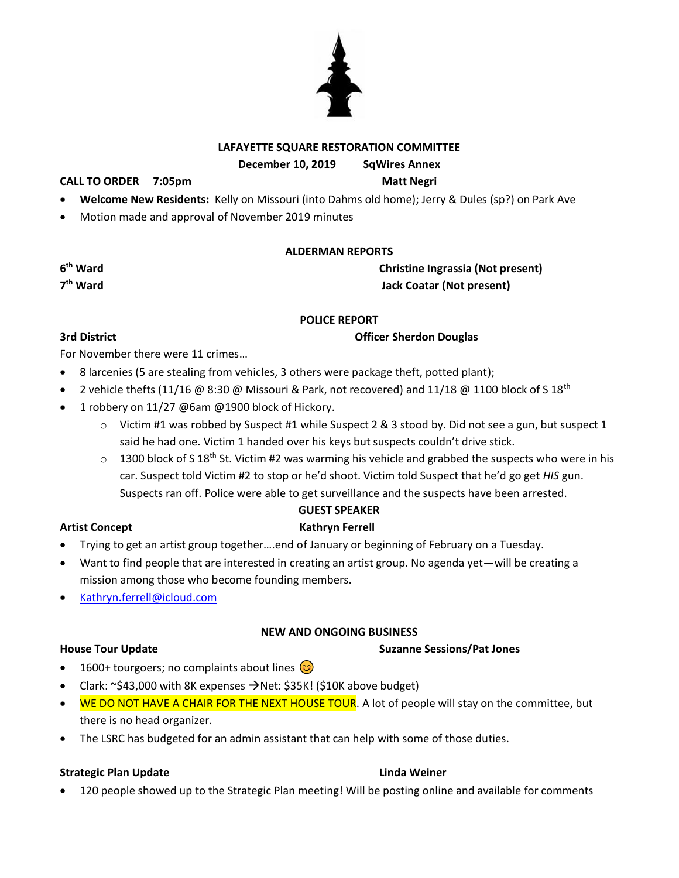# LAFAYETTE SQUARE RESTORATION COMMITTEE

**December 10, 2019 SqWires Annex**

**CALL TO ORDER 7:05pm** **Matt Negri**

- **Welcome New Residents:** Kelly on Missouri (into Dahms old home); Jerry & Dules (sp?) on Park Ave
- Motion made and approval of November 2019 minutes

## ALDERMAN REPORTS

**6th Ward** **Christine Ingrassia (Not present)**

**7th Ward** **Jack Coatar (Not present)**

## POLICE REPORT

**3rd District** **Officer Sherdon Douglas**

For November there were 11 crimes…

- 8 larcenies (5 are stealing from vehicles, 3 others were package theft, potted plant);
- 2 vehicle thefts (11/16 @ 8:30 @ Missouri & Park, not recovered) and 11/18 @ 1100 block of S 18th
- 1 robbery on 11/27 @6am @1900 block of Hickory.
  - Victim #1 was robbed by Suspect #1 while Suspect 2 & 3 stood by. Did not see a gun, but suspect 1 said he had one. Victim 1 handed over his keys but suspects couldn't drive stick.
  - 1300 block of S 18th St. Victim #2 was warming his vehicle and grabbed the suspects who were in his car. Suspect told Victim #2 to stop or he'd shoot. Victim told Suspect that he'd go get *HIS* gun. Suspects ran off. Police were able to get surveillance and the suspects have been arrested.

## GUEST SPEAKER

**Artist Concept** **Kathryn Ferrell**

- Trying to get an artist group together….end of January or beginning of February on a Tuesday.
- Want to find people that are interested in creating an artist group. No agenda yet—will be creating a mission among those who become founding members.
- Kathryn.ferrell@icloud.com

## NEW AND ONGOING BUSINESS

**House Tour Update** **Suzanne Sessions/Pat Jones**

- 1600+ tourgoers; no complaints about lines 😊
- Clark: ~$43,000 with 8K expenses →Net: $35K! ($10K above budget)
- WE DO NOT HAVE A CHAIR FOR THE NEXT HOUSE TOUR. A lot of people will stay on the committee, but there is no head organizer.
- The LSRC has budgeted for an admin assistant that can help with some of those duties.

**Strategic Plan Update** **Linda Weiner**

- 120 people showed up to the Strategic Plan meeting! Will be posting online and available for comments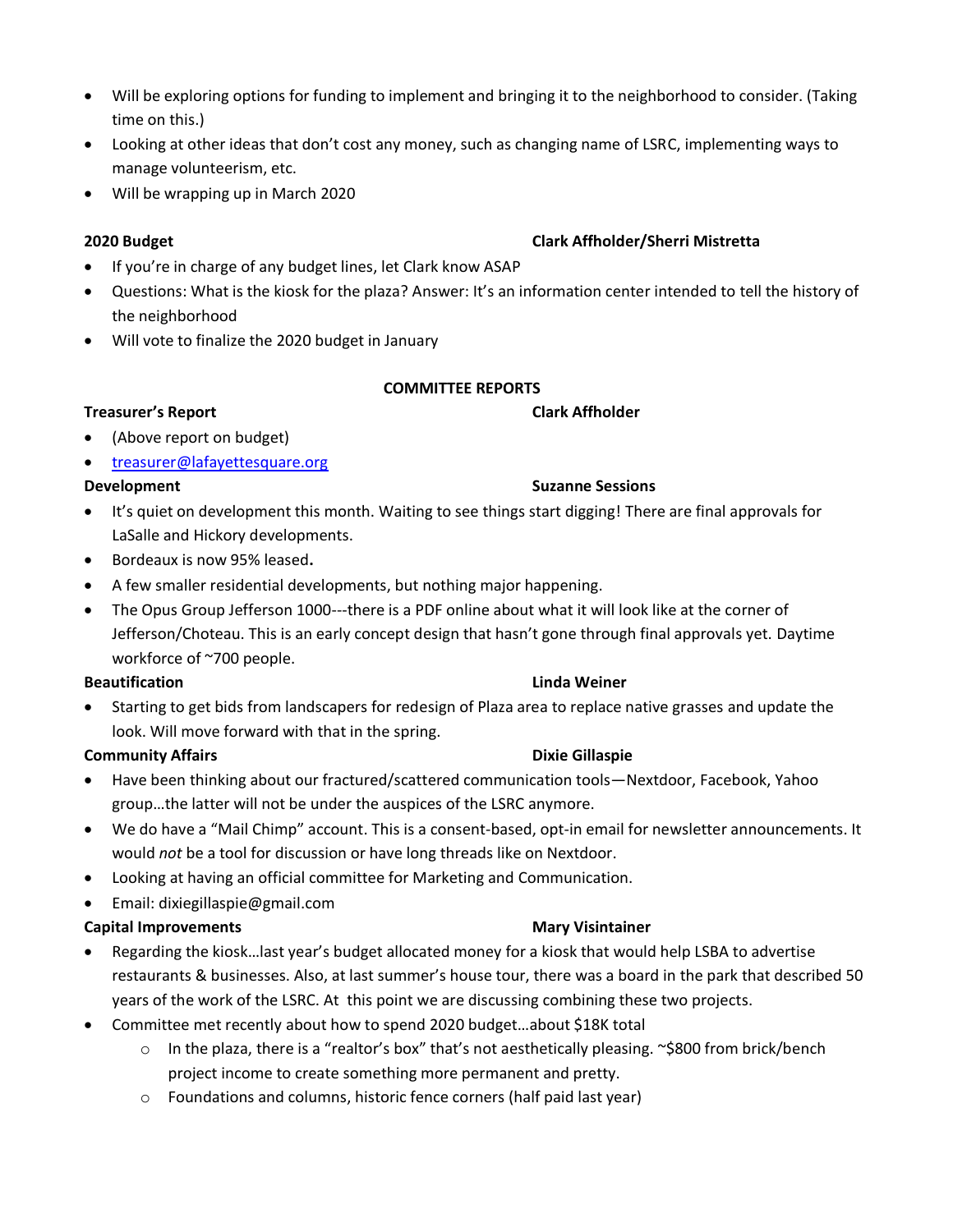- Will be exploring options for funding to implement and bringing it to the neighborhood to consider. (Taking time on this.)
- Looking at other ideas that don't cost any money, such as changing name of LSRC, implementing ways to manage volunteerism, etc.
- Will be wrapping up in March 2020

**2020 Budget** **Clark Affholder/Sherri Mistretta**

- If you're in charge of any budget lines, let Clark know ASAP
- Questions: What is the kiosk for the plaza? Answer: It's an information center intended to tell the history of the neighborhood
- Will vote to finalize the 2020 budget in January

**COMMITTEE REPORTS**

**Treasurer's Report** **Clark Affholder**

- (Above report on budget)
- treasurer@lafayettesquare.org

**Development** **Suzanne Sessions**

- It's quiet on development this month. Waiting to see things start digging! There are final approvals for LaSalle and Hickory developments.
- Bordeaux is now 95% leased**.**
- A few smaller residential developments, but nothing major happening.
- The Opus Group Jefferson 1000---there is a PDF online about what it will look like at the corner of Jefferson/Choteau. This is an early concept design that hasn't gone through final approvals yet. Daytime workforce of ~700 people.

**Beautification** **Linda Weiner**

- Starting to get bids from landscapers for redesign of Plaza area to replace native grasses and update the look. Will move forward with that in the spring.

**Community Affairs** **Dixie Gillaspie**

- Have been thinking about our fractured/scattered communication tools—Nextdoor, Facebook, Yahoo group…the latter will not be under the auspices of the LSRC anymore.
- We do have a "Mail Chimp" account. This is a consent-based, opt-in email for newsletter announcements. It would *not* be a tool for discussion or have long threads like on Nextdoor.
- Looking at having an official committee for Marketing and Communication.
- Email: dixiegillaspie@gmail.com

**Capital Improvements** **Mary Visintainer**

- Regarding the kiosk…last year's budget allocated money for a kiosk that would help LSBA to advertise restaurants & businesses. Also, at last summer's house tour, there was a board in the park that described 50 years of the work of the LSRC. At this point we are discussing combining these two projects.
- Committee met recently about how to spend 2020 budget…about $18K total
  - In the plaza, there is a "realtor's box" that's not aesthetically pleasing. ~$800 from brick/bench project income to create something more permanent and pretty.
  - Foundations and columns, historic fence corners (half paid last year)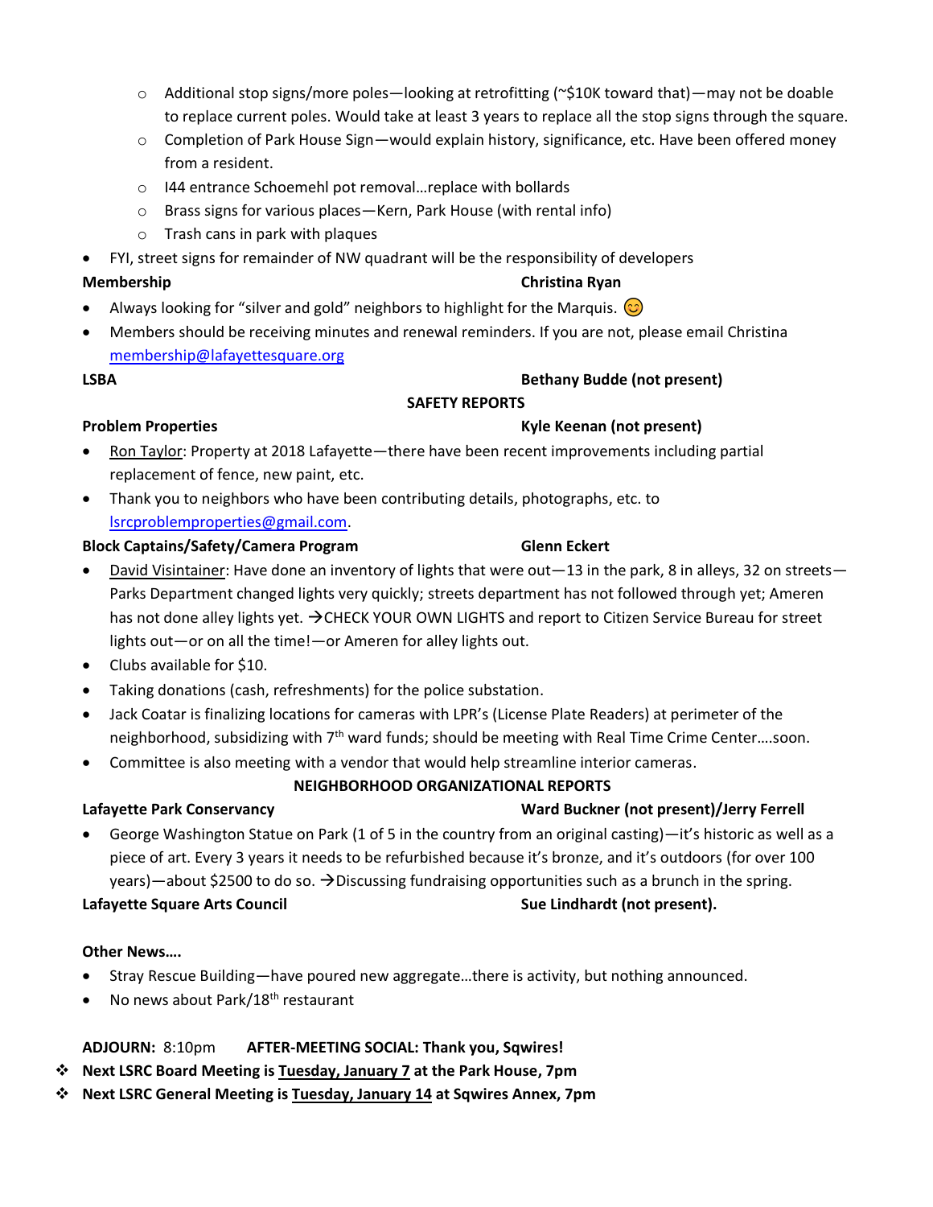- Additional stop signs/more poles—looking at retrofitting (~$10K toward that)—may not be doable to replace current poles. Would take at least 3 years to replace all the stop signs through the square.
  - Completion of Park House Sign—would explain history, significance, etc. Have been offered money from a resident.
  - I44 entrance Schoemehl pot removal…replace with bollards
  - Brass signs for various places—Kern, Park House (with rental info)
  - Trash cans in park with plaques
- FYI, street signs for remainder of NW quadrant will be the responsibility of developers

**Membership** **Christina Ryan**

- Always looking for "silver and gold" neighbors to highlight for the Marquis. 😊
- Members should be receiving minutes and renewal reminders. If you are not, please email Christina [membership@lafayettesquare.org](mailto:membership@lafayettesquare.org)

**LSBA** **Bethany Budde (not present)**

**SAFETY REPORTS**

**Problem Properties** **Kyle Keenan (not present)**

- Ron Taylor: Property at 2018 Lafayette—there have been recent improvements including partial replacement of fence, new paint, etc.
- Thank you to neighbors who have been contributing details, photographs, etc. to [lsrcproblemproperties@gmail.com](mailto:lsrcproblemproperties@gmail.com).

**Block Captains/Safety/Camera Program** **Glenn Eckert**

- David Visintainer: Have done an inventory of lights that were out—13 in the park, 8 in alleys, 32 on streets—Parks Department changed lights very quickly; streets department has not followed through yet; Ameren has not done alley lights yet. →CHECK YOUR OWN LIGHTS and report to Citizen Service Bureau for street lights out—or on all the time!—or Ameren for alley lights out.
- Clubs available for $10.
- Taking donations (cash, refreshments) for the police substation.
- Jack Coatar is finalizing locations for cameras with LPR's (License Plate Readers) at perimeter of the neighborhood, subsidizing with 7th ward funds; should be meeting with Real Time Crime Center….soon.
- Committee is also meeting with a vendor that would help streamline interior cameras.

**NEIGHBORHOOD ORGANIZATIONAL REPORTS**

**Lafayette Park Conservancy** **Ward Buckner (not present)/Jerry Ferrell**

- George Washington Statue on Park (1 of 5 in the country from an original casting)—it's historic as well as a piece of art. Every 3 years it needs to be refurbished because it's bronze, and it's outdoors (for over 100 years)—about $2500 to do so. →Discussing fundraising opportunities such as a brunch in the spring.

**Lafayette Square Arts Council** **Sue Lindhardt (not present).**

**Other News….**

- Stray Rescue Building—have poured new aggregate…there is activity, but nothing announced.
- No news about Park/18th restaurant

**ADJOURN:** 8:10pm **AFTER-MEETING SOCIAL: Thank you, Sqwires!**

- ❖ **Next LSRC Board Meeting is Tuesday, January 7 at the Park House, 7pm**
- ❖ **Next LSRC General Meeting is Tuesday, January 14 at Sqwires Annex, 7pm**